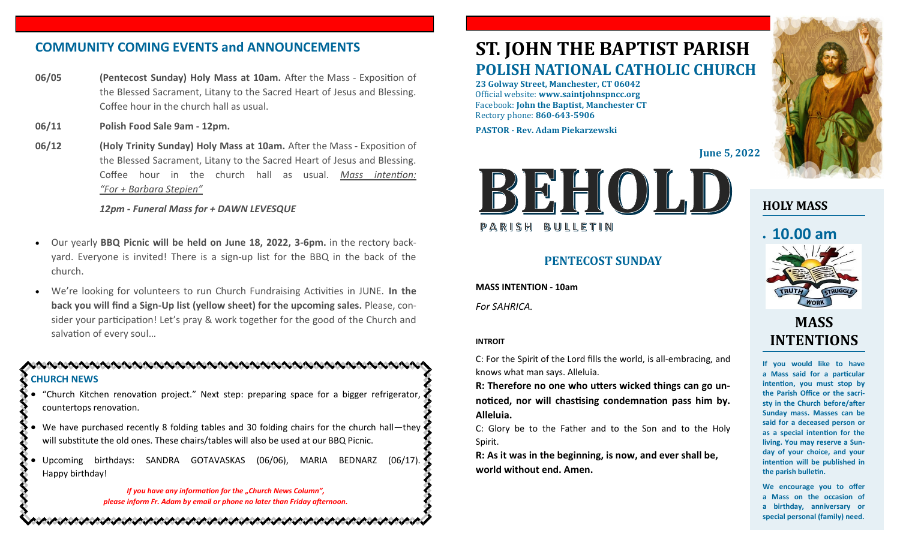## COMMUNITY COMING EVENTS and ANNOUNCEMENTS

**06/05** — **(Pentecost Sunday) Holy Mass at 10am.** After the Mass - Exposition of the Blessed Sacrament, Litany to the Sacred Heart of Jesus and Blessing. Coffee hour in the church hall as usual.

**06/11** — **Polish Food Sale 9am - 12pm.**

**06/12** — **(Holy Trinity Sunday) Holy Mass at 10am.** After the Mass - Exposition of the Blessed Sacrament, Litany to the Sacred Heart of Jesus and Blessing. Coffee hour in the church hall as usual. *Mass intention: "For + Barbara Stepien"*

***12pm - Funeral Mass for + DAWN LEVESQUE***

- Our yearly **BBQ Picnic will be held on June 18, 2022, 3-6pm.** in the rectory backyard. Everyone is invited! There is a sign-up list for the BBQ in the back of the church.
- We're looking for volunteers to run Church Fundraising Activities in JUNE. **In the back you will find a Sign-Up list (yellow sheet) for the upcoming sales.** Please, consider your participation! Let's pray & work together for the good of the Church and salvation of every soul…

### CHURCH NEWS

- "Church Kitchen renovation project." Next step: preparing space for a bigger refrigerator, countertops renovation.
- We have purchased recently 8 folding tables and 30 folding chairs for the church hall—they will substitute the old ones. These chairs/tables will also be used at our BBQ Picnic.
- Upcoming birthdays: SANDRA GOTAVASKAS (06/06), MARIA BEDNARZ (06/17). Happy birthday!

*If you have any information for the „Church News Column", please inform Fr. Adam by email or phone no later than Friday afternoon.*

# ST. JOHN THE BAPTIST PARISH
## POLISH NATIONAL CATHOLIC CHURCH

**23 Golway Street, Manchester, CT 06042**
Official website: **www.saintjohnspncc.org**
Facebook: **John the Baptist, Manchester CT**
Rectory phone: **860-643-5906**

**PASTOR - Rev. Adam Piekarzewski**

**June 5, 2022**

# BEHOLD
PARISH BULLETIN

## PENTECOST SUNDAY

**MASS INTENTION - 10am**

*For SAHRICA.*

**INTROIT**

C: For the Spirit of the Lord fills the world, is all-embracing, and knows what man says. Alleluia.

**R: Therefore no one who utters wicked things can go unnoticed, nor will chastising condemnation pass him by. Alleluia.**

C: Glory be to the Father and to the Son and to the Holy Spirit.

**R: As it was in the beginning, is now, and ever shall be, world without end. Amen.**

### HOLY MASS

- **10.00 am**

### MASS INTENTIONS

**If you would like to have a Mass said for a particular intention, you must stop by the Parish Office or the sacristy in the Church before/after Sunday mass. Masses can be said for a deceased person or as a special intention for the living. You may reserve a Sunday of your choice, and your intention will be published in the parish bulletin.**

**We encourage you to offer a Mass on the occasion of a birthday, anniversary or special personal (family) need.**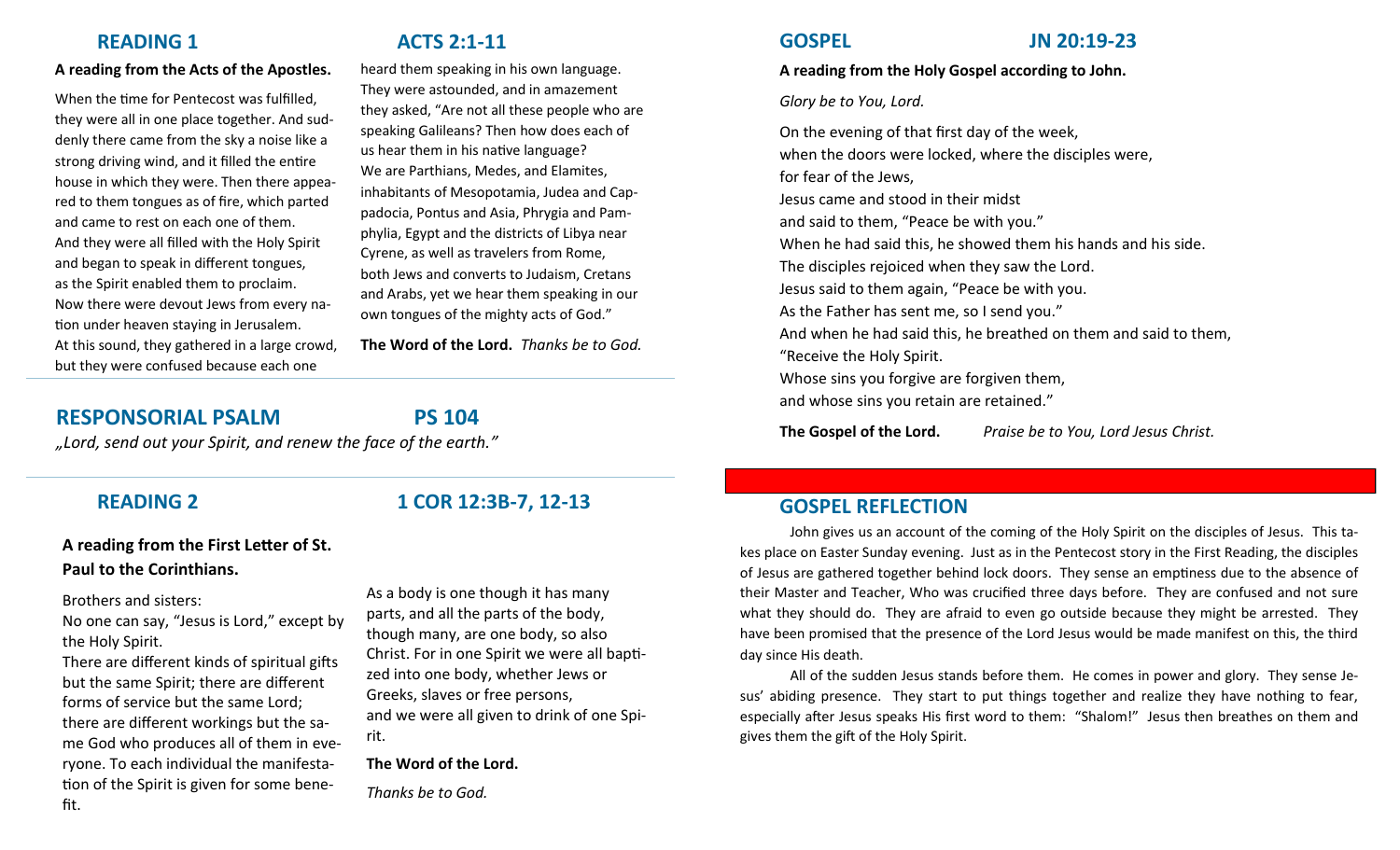## READING 1 — ACTS 2:1-11

**A reading from the Acts of the Apostles.**

When the time for Pentecost was fulfilled, they were all in one place together. And suddenly there came from the sky a noise like a strong driving wind, and it filled the entire house in which they were. Then there appeared to them tongues as of fire, which parted and came to rest on each one of them. And they were all filled with the Holy Spirit and began to speak in different tongues, as the Spirit enabled them to proclaim. Now there were devout Jews from every nation under heaven staying in Jerusalem. At this sound, they gathered in a large crowd, but they were confused because each one heard them speaking in his own language. They were astounded, and in amazement they asked, "Are not all these people who are speaking Galileans? Then how does each of us hear them in his native language? We are Parthians, Medes, and Elamites, inhabitants of Mesopotamia, Judea and Cappadocia, Pontus and Asia, Phrygia and Pamphylia, Egypt and the districts of Libya near Cyrene, as well as travelers from Rome, both Jews and converts to Judaism, Cretans and Arabs, yet we hear them speaking in our own tongues of the mighty acts of God."

**The Word of the Lord.** *Thanks be to God.*

## RESPONSORIAL PSALM — PS 104

*„Lord, send out your Spirit, and renew the face of the earth."*

## READING 2 — 1 COR 12:3B-7, 12-13

**A reading from the First Letter of St. Paul to the Corinthians.**

Brothers and sisters:
No one can say, "Jesus is Lord," except by the Holy Spirit.
There are different kinds of spiritual gifts but the same Spirit; there are different forms of service but the same Lord; there are different workings but the same God who produces all of them in everyone. To each individual the manifestation of the Spirit is given for some benefit.

As a body is one though it has many parts, and all the parts of the body, though many, are one body, so also Christ. For in one Spirit we were all baptized into one body, whether Jews or Greeks, slaves or free persons,
and we were all given to drink of one Spirit.

**The Word of the Lord.**

*Thanks be to God.*

## GOSPEL — JN 20:19-23

**A reading from the Holy Gospel according to John.**

*Glory be to You, Lord.*

On the evening of that first day of the week,
when the doors were locked, where the disciples were,
for fear of the Jews,
Jesus came and stood in their midst
and said to them, "Peace be with you."
When he had said this, he showed them his hands and his side.
The disciples rejoiced when they saw the Lord.
Jesus said to them again, "Peace be with you.
As the Father has sent me, so I send you."
And when he had said this, he breathed on them and said to them,
"Receive the Holy Spirit.
Whose sins you forgive are forgiven them,
and whose sins you retain are retained."

**The Gospel of the Lord.** *Praise be to You, Lord Jesus Christ.*

## GOSPEL REFLECTION

John gives us an account of the coming of the Holy Spirit on the disciples of Jesus. This takes place on Easter Sunday evening. Just as in the Pentecost story in the First Reading, the disciples of Jesus are gathered together behind lock doors. They sense an emptiness due to the absence of their Master and Teacher, Who was crucified three days before. They are confused and not sure what they should do. They are afraid to even go outside because they might be arrested. They have been promised that the presence of the Lord Jesus would be made manifest on this, the third day since His death.

All of the sudden Jesus stands before them. He comes in power and glory. They sense Jesus' abiding presence. They start to put things together and realize they have nothing to fear, especially after Jesus speaks His first word to them: "Shalom!" Jesus then breathes on them and gives them the gift of the Holy Spirit.